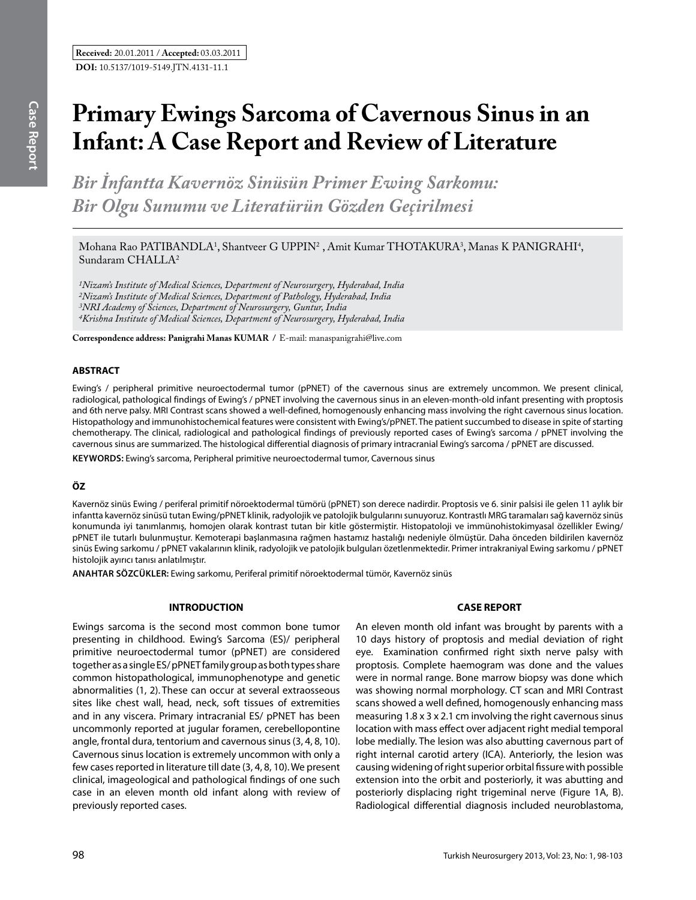**Received:** 20.01.2011 / **Accepted:** 03.03.2011

**DOI:** 10.5137/1019-5149.JTN.4131-11.1

# Primary Ewings Sarcoma of Cavernous Sinus in an Infant: A Case Report and Review of Literature

## *Bir İnfantta Kavernöz Sinüsün Primer Ewing Sarkomu: Bir Olgu Sunumu ve Literatürün Gözden Geçirilmesi*

Mohana Rao PATIBANDLA[1], Shantveer G UPPIN[2] , Amit Kumar THOTAKURA[3], Manas K PANIGRAHI[4], Sundaram CHALLA[2]

*[1]Nizam's Institute of Medical Sciences, Department of Neurosurgery, Hyderabad, India*
*[2]Nizam's Institute of Medical Sciences, Department of Pathology, Hyderabad, India*
*[3]NRI Academy of Sciences, Department of Neurosurgery, Guntur, India*
*[4]Krishna Institute of Medical Sciences, Department of Neurosurgery, Hyderabad, India*

**Correspondence address: Panigrahi Manas KUMAR /** E-mail: manaspanigrahi@live.com

### ABSTRACT

Ewing's / peripheral primitive neuroectodermal tumor (pPNET) of the cavernous sinus are extremely uncommon. We present clinical, radiological, pathological findings of Ewing's / pPNET involving the cavernous sinus in an eleven-month-old infant presenting with proptosis and 6th nerve palsy. MRI Contrast scans showed a well-defined, homogenously enhancing mass involving the right cavernous sinus location. Histopathology and immunohistochemical features were consistent with Ewing's/pPNET. The patient succumbed to disease in spite of starting chemotherapy. The clinical, radiological and pathological findings of previously reported cases of Ewing's sarcoma / pPNET involving the cavernous sinus are summarized. The histological differential diagnosis of primary intracranial Ewing's sarcoma / pPNET are discussed.

**KEYWORDS:** Ewing's sarcoma, Peripheral primitive neuroectodermal tumor, Cavernous sinus

### ÖZ

Kavernöz sinüs Ewing / periferal primitif nöroektodermal tümörü (pPNET) son derece nadirdir. Proptosis ve 6. sinir palsisi ile gelen 11 aylık bir infantta kavernöz sinüsü tutan Ewing/pPNET klinik, radyolojik ve patolojik bulgularını sunuyoruz. Kontrastlı MRG taramaları sağ kavernöz sinüs konumunda iyi tanımlanmış, homojen olarak kontrast tutan bir kitle göstermiştir. Histopatoloji ve immünohistokimyasal özellikler Ewing/pPNET ile tutarlı bulunmuştur. Kemoterapi başlanmasına rağmen hastamız hastalığı nedeniyle ölmüştür. Daha önceden bildirilen kavernöz sinüs Ewing sarkomu / pPNET vakalarının klinik, radyolojik ve patolojik bulguları özetlenmektedir. Primer intrakraniyal Ewing sarkomu / pPNET histolojik ayırıcı tanısı anlatılmıştır.

**ANAHTAR SÖZCÜKLER:** Ewing sarkomu, Periferal primitif nöroektodermal tümör, Kavernöz sinüs

### INTRODUCTION

Ewings sarcoma is the second most common bone tumor presenting in childhood. Ewing's Sarcoma (ES)/ peripheral primitive neuroectodermal tumor (pPNET) are considered together as a single ES/ pPNET family group as both types share common histopathological, immunophenotype and genetic abnormalities (1, 2). These can occur at several extraosseous sites like chest wall, head, neck, soft tissues of extremities and in any viscera. Primary intracranial ES/ pPNET has been uncommonly reported at jugular foramen, cerebellopontine angle, frontal dura, tentorium and cavernous sinus (3, 4, 8, 10). Cavernous sinus location is extremely uncommon with only a few cases reported in literature till date (3, 4, 8, 10). We present clinical, imageological and pathological findings of one such case in an eleven month old infant along with review of previously reported cases.

### CASE REPORT

An eleven month old infant was brought by parents with a 10 days history of proptosis and medial deviation of right eye. Examination confirmed right sixth nerve palsy with proptosis. Complete haemogram was done and the values were in normal range. Bone marrow biopsy was done which was showing normal morphology. CT scan and MRI Contrast scans showed a well defined, homogenously enhancing mass measuring 1.8 x 3 x 2.1 cm involving the right cavernous sinus location with mass effect over adjacent right medial temporal lobe medially. The lesion was also abutting cavernous part of right internal carotid artery (ICA). Anteriorly, the lesion was causing widening of right superior orbital fissure with possible extension into the orbit and posteriorly, it was abutting and posteriorly displacing right trigeminal nerve (Figure 1A, B). Radiological differential diagnosis included neuroblastoma,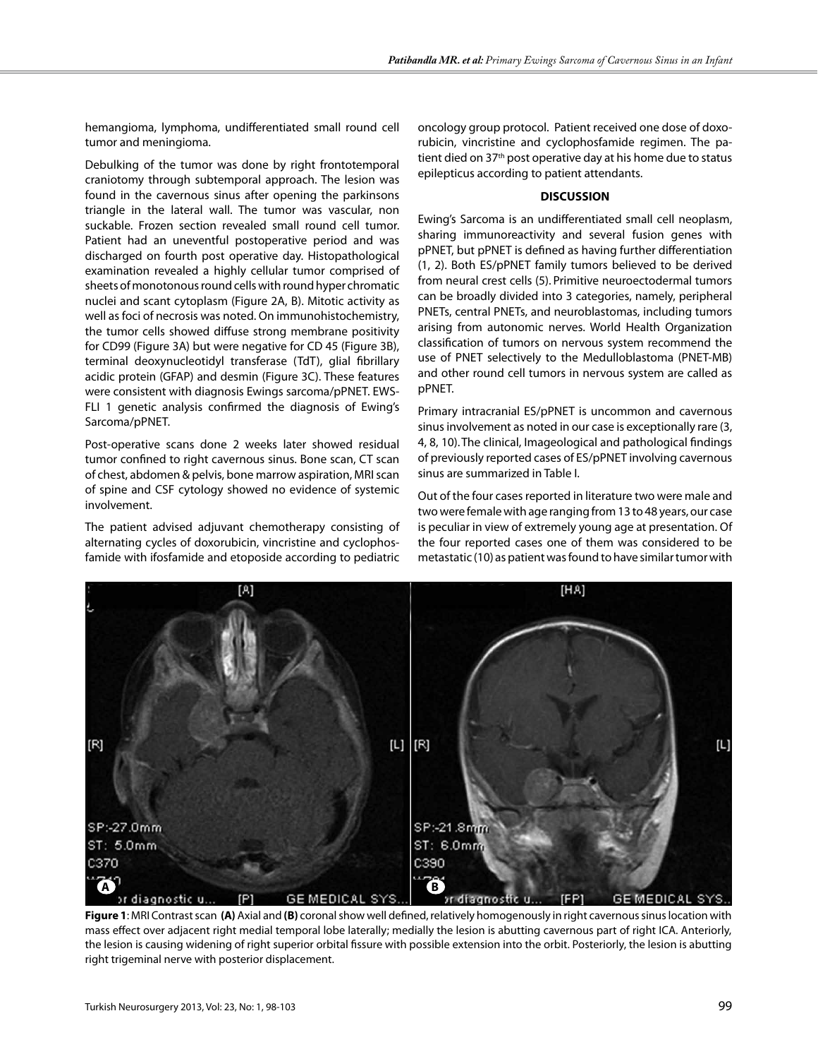hemangioma, lymphoma, undifferentiated small round cell tumor and meningioma.

Debulking of the tumor was done by right frontotemporal craniotomy through subtemporal approach. The lesion was found in the cavernous sinus after opening the parkinsons triangle in the lateral wall. The tumor was vascular, non suckable. Frozen section revealed small round cell tumor. Patient had an uneventful postoperative period and was discharged on fourth post operative day. Histopathological examination revealed a highly cellular tumor comprised of sheets of monotonous round cells with round hyper chromatic nuclei and scant cytoplasm (Figure 2A, B). Mitotic activity as well as foci of necrosis was noted. On immunohistochemistry, the tumor cells showed diffuse strong membrane positivity for CD99 (Figure 3A) but were negative for CD 45 (Figure 3B), terminal deoxynucleotidyl transferase (TdT), glial fibrillary acidic protein (GFAP) and desmin (Figure 3C). These features were consistent with diagnosis Ewings sarcoma/pPNET. EWS-FLI 1 genetic analysis confirmed the diagnosis of Ewing's Sarcoma/pPNET.

Post-operative scans done 2 weeks later showed residual tumor confined to right cavernous sinus. Bone scan, CT scan of chest, abdomen & pelvis, bone marrow aspiration, MRI scan of spine and CSF cytology showed no evidence of systemic involvement.

The patient advised adjuvant chemotherapy consisting of alternating cycles of doxorubicin, vincristine and cyclophosfamide with ifosfamide and etoposide according to pediatric oncology group protocol. Patient received one dose of doxorubicin, vincristine and cyclophosfamide regimen. The patient died on 37th post operative day at his home due to status epilepticus according to patient attendants.

## DISCUSSION

Ewing's Sarcoma is an undifferentiated small cell neoplasm, sharing immunoreactivity and several fusion genes with pPNET, but pPNET is defined as having further differentiation (1, 2). Both ES/pPNET family tumors believed to be derived from neural crest cells (5). Primitive neuroectodermal tumors can be broadly divided into 3 categories, namely, peripheral PNETs, central PNETs, and neuroblastomas, including tumors arising from autonomic nerves. World Health Organization classification of tumors on nervous system recommend the use of PNET selectively to the Medulloblastoma (PNET-MB) and other round cell tumors in nervous system are called as pPNET.

Primary intracranial ES/pPNET is uncommon and cavernous sinus involvement as noted in our case is exceptionally rare (3, 4, 8, 10). The clinical, Imageological and pathological findings of previously reported cases of ES/pPNET involving cavernous sinus are summarized in Table I.

Out of the four cases reported in literature two were male and two were female with age ranging from 13 to 48 years, our case is peculiar in view of extremely young age at presentation. Of the four reported cases one of them was considered to be metastatic (10) as patient was found to have similar tumor with

**Figure 1**: MRI Contrast scan **(A)** Axial and **(B)** coronal show well defined, relatively homogenously in right cavernous sinus location with mass effect over adjacent right medial temporal lobe laterally; medially the lesion is abutting cavernous part of right ICA. Anteriorly, the lesion is causing widening of right superior orbital fissure with possible extension into the orbit. Posteriorly, the lesion is abutting right trigeminal nerve with posterior displacement.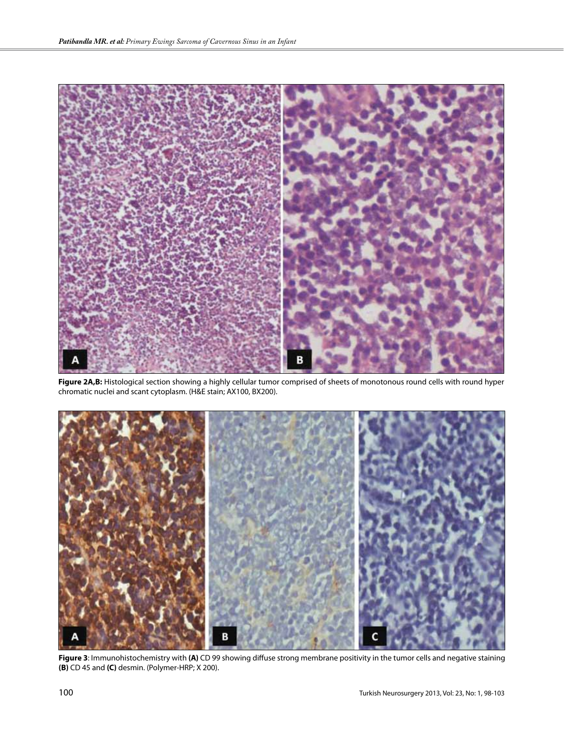**Figure 2A,B:** Histological section showing a highly cellular tumor comprised of sheets of monotonous round cells with round hyper chromatic nuclei and scant cytoplasm. (H&E stain; AX100, BX200).

**Figure 3**: Immunohistochemistry with **(A)** CD 99 showing diffuse strong membrane positivity in the tumor cells and negative staining **(B)** CD 45 and **(C)** desmin. (Polymer-HRP; X 200).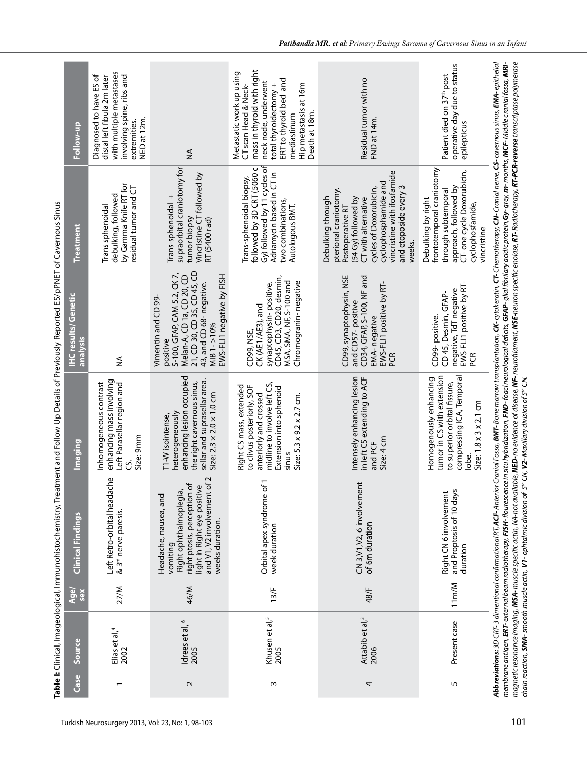**Table I:** Clinical, Imageological, Immunohistochemistry, Treatment and Follow Up Details of Previously Reported ES/pPNET of Cavernous Sinus

| Case | Source | Age/ sex | Clinical Findings | Imaging | IHC results/ Genetic analysis | Treatment | Follow-up |
|---|---|---|---|---|---|---|---|
| 1 | Elias et al,[4] 2002 | 27/M | Left Retro-orbital headache & 3rd nerve paresis. | Inhomogeneous contrast enhancing mass involving Left Parasellar region and CS. Size: 9mm | NA | Trans sphenoidal debulking, followed by Gamma Knife RT for residual tumor and CT | Diagnosed to have ES of distal left fibula 2m later with multiple metastases involving spine, ribs and extremities. NED at 12m. |
| 2 | Idrees et al,[6] 2005 | 46/M | Headache, nausea, and vomiting Right ophthalmoplegia, right ptosis, perception of light in Right eye positive and V1, V2 involvement of 2 weeks duration. | T1-W isointense, heterogeneously enhancing lesion occupied the right cavernous sinus, sellar and suprasellar area. Size: 2.3 × 2.0 × 1.0 cm | Vimentin and CD 99- positive S-100, GFAP, CAM 5.2, CK 7, Melan-A, CD 1a, CD 20, CD 21, CD 30, CD 35, CD 45, CD 43, and CD 68- negative. MIB 1- >10% EWS-FLI1 negative by FISH | Trans-sphenoidal + supraorbital craniotomy for tumor biopsy Vincristine CT followed by RT (5400 rad) | NA |
| 3 | Khusen et al,[5] 2005 | 13/F | Orbital apex syndrome of 1 week duration | Right CS mass, extended to clivus posteriorly, SOF anteriorly and crossed midline to involve left CS, Extension into sphenoid sinus Size: 5.3 x 9.2 x 2.7 cm. | CD99, NSE, CK (AE1/AE3), and synaptophysin- positive. CD45, CD3, CD20, desmin, MSA, SMA, NF, S-100 and Chromogranin- negative | Trans-sphenoidal biopsy, followed by 3D CRT (5060 c Gy) followed by 11 cycles of Adriamycin based in CT in two combinations, Autologous BMT. | Metastatic work up using CT scan Head & Neck- mass in thyroid with right neck node, underwent total thyroidectomy + ERT to thyroid bed and mediastinum Hip metastasis at 16m Death at 18m. |
| 4 | Attabib et al,[3] 2006 | 48/F | CN 3,V1,V2, 6 involvement of 6m duration | Intensely enhancing lesion in left CS extending to ACF and PCF Size: 4 cm | CD99, synaptophysin, NSE and CD57- positive CD34, GFAP, S-100, NF and EMA- negative EWS-FLI1 positive by RT-PCR | Debulking through pterional craniotomy. Postoperative RT (54 Gy) followed by CT with alternative cycles of Doxorubicin, cyclophosphamide and vincristine with ifosfamide and etoposide every 3 weeks. | Residual tumor with no FND at 14m. |
| 5 | Present case | 11m/M | Right CN 6 involvement and Proptosis of 10 days duration | Homogenously enhancing tumor in CS with extension to superior orbital fissure, compressing ICA, Temporal lobe. Size: 1.8 x 3 x 2.1 cm | CD99- positive. CD 45, Desmin, GFAP- negative, TdT negative EWS-FLI1 positive by RT-PCR | Debulking by right frontotemporal craniotomy through subtemporal approach, followed by CT- one cycle Doxorubicin, cyclophosfamide, vincristine | Patient died on 37th post operative day due to status epilepticus |

***Abbreviations:*** *3D CRT- 3 dimentional confirmational RT,* ***ACF-*** *Anterior Cranial Fossa,* ***BMT-*** *Bone marrow transplantation,* ***CK-*** *cytokeratin,* ***CT-*** *Chemotherapy,* ***CN-*** *Cranial nerve,* ***CS-*** *cavernous sinus,* ***EMA-*** *epithelial membrane antigen,* ***ERT-*** *external beam radiotherapy,* ***FISH-*** *flourescence in situ hybridization,* ***FND-*** *focal neurological deficits,* ***GFAP-*** *glial fibrilary acidic protein,* ***Gy-*** *grey,* ***m-*** *months,* ***MCF-*** *Middle cranial fossa,* ***MRI-*** *magnetic resonance imaging,* ***MSA-*** *muscle specific actin, NA-not available,* ***NED-*** *no evidence of disease,* ***NF-*** *neurofilament,* ***NSE-*** *neuron specific enolase,* ***RT-*** *Radiotherapy,* ***RT-PCR-reverse*** *transcriptase polymerase chain reaction,* ***SMA-*** *smooth muscle actin,* ***V1-*** *ophtalmic division of 5th CN,* ***V2-*** *Maxillary division of 5th CN.*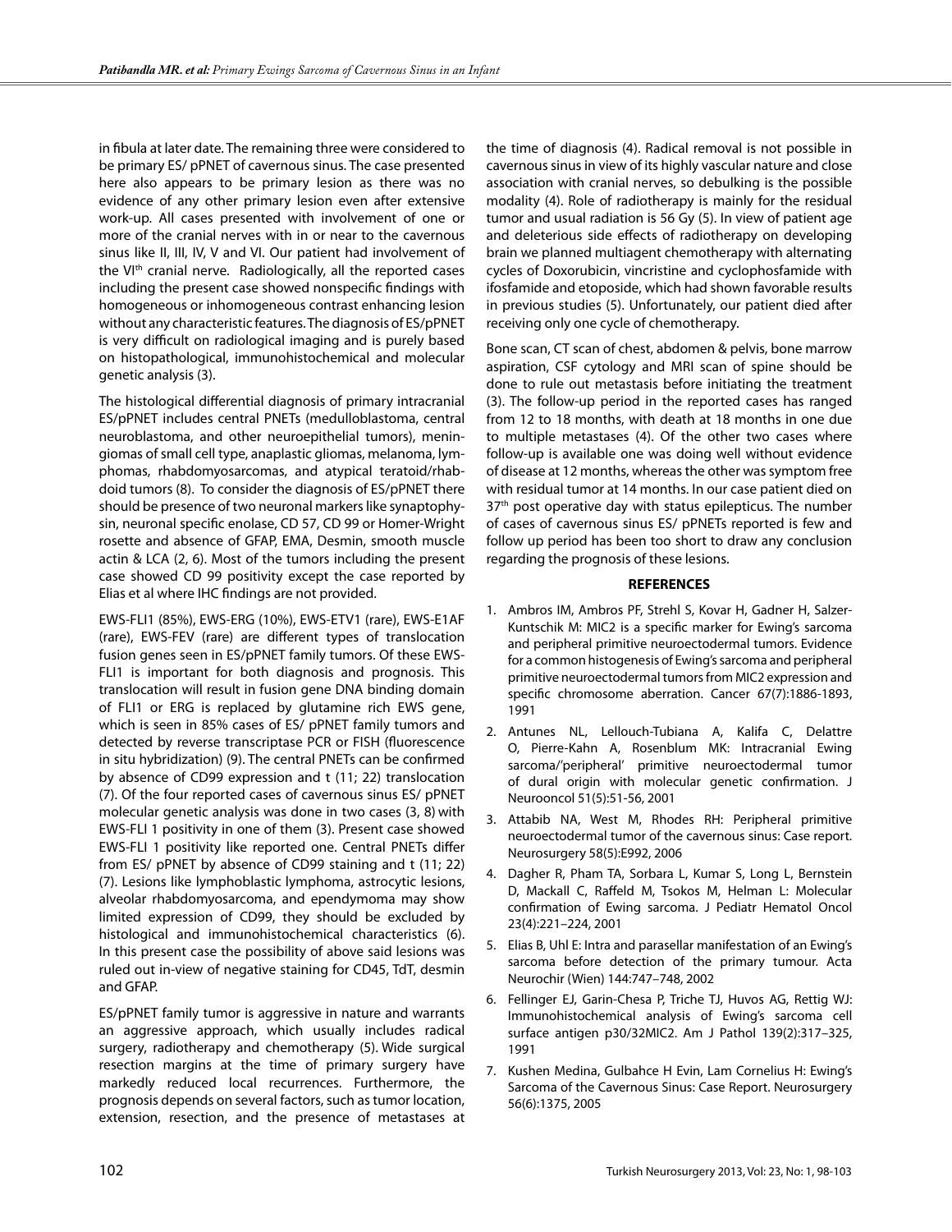in fibula at later date. The remaining three were considered to be primary ES/ pPNET of cavernous sinus. The case presented here also appears to be primary lesion as there was no evidence of any other primary lesion even after extensive work-up. All cases presented with involvement of one or more of the cranial nerves with in or near to the cavernous sinus like II, III, IV, V and VI. Our patient had involvement of the VI[th] cranial nerve. Radiologically, all the reported cases including the present case showed nonspecific findings with homogeneous or inhomogeneous contrast enhancing lesion without any characteristic features. The diagnosis of ES/pPNET is very difficult on radiological imaging and is purely based on histopathological, immunohistochemical and molecular genetic analysis (3).

The histological differential diagnosis of primary intracranial ES/pPNET includes central PNETs (medulloblastoma, central neuroblastoma, and other neuroepithelial tumors), meningiomas of small cell type, anaplastic gliomas, melanoma, lymphomas, rhabdomyosarcomas, and atypical teratoid/rhabdoid tumors (8). To consider the diagnosis of ES/pPNET there should be presence of two neuronal markers like synaptophysin, neuronal specific enolase, CD 57, CD 99 or Homer-Wright rosette and absence of GFAP, EMA, Desmin, smooth muscle actin & LCA (2, 6). Most of the tumors including the present case showed CD 99 positivity except the case reported by Elias et al where IHC findings are not provided.

EWS-FLI1 (85%), EWS-ERG (10%), EWS-ETV1 (rare), EWS-E1AF (rare), EWS-FEV (rare) are different types of translocation fusion genes seen in ES/pPNET family tumors. Of these EWS-FLI1 is important for both diagnosis and prognosis. This translocation will result in fusion gene DNA binding domain of FLI1 or ERG is replaced by glutamine rich EWS gene, which is seen in 85% cases of ES/ pPNET family tumors and detected by reverse transcriptase PCR or FISH (fluorescence in situ hybridization) (9). The central PNETs can be confirmed by absence of CD99 expression and t (11; 22) translocation (7). Of the four reported cases of cavernous sinus ES/ pPNET molecular genetic analysis was done in two cases (3, 8) with EWS-FLI 1 positivity in one of them (3). Present case showed EWS-FLI 1 positivity like reported one. Central PNETs differ from ES/ pPNET by absence of CD99 staining and t (11; 22) (7). Lesions like lymphoblastic lymphoma, astrocytic lesions, alveolar rhabdomyosarcoma, and ependymoma may show limited expression of CD99, they should be excluded by histological and immunohistochemical characteristics (6). In this present case the possibility of above said lesions was ruled out in-view of negative staining for CD45, TdT, desmin and GFAP.

ES/pPNET family tumor is aggressive in nature and warrants an aggressive approach, which usually includes radical surgery, radiotherapy and chemotherapy (5). Wide surgical resection margins at the time of primary surgery have markedly reduced local recurrences. Furthermore, the prognosis depends on several factors, such as tumor location, extension, resection, and the presence of metastases at the time of diagnosis (4). Radical removal is not possible in cavernous sinus in view of its highly vascular nature and close association with cranial nerves, so debulking is the possible modality (4). Role of radiotherapy is mainly for the residual tumor and usual radiation is 56 Gy (5). In view of patient age and deleterious side effects of radiotherapy on developing brain we planned multiagent chemotherapy with alternating cycles of Doxorubicin, vincristine and cyclophosfamide with ifosfamide and etoposide, which had shown favorable results in previous studies (5). Unfortunately, our patient died after receiving only one cycle of chemotherapy.

Bone scan, CT scan of chest, abdomen & pelvis, bone marrow aspiration, CSF cytology and MRI scan of spine should be done to rule out metastasis before initiating the treatment (3). The follow-up period in the reported cases has ranged from 12 to 18 months, with death at 18 months in one due to multiple metastases (4). Of the other two cases where follow-up is available one was doing well without evidence of disease at 12 months, whereas the other was symptom free with residual tumor at 14 months. In our case patient died on 37[th] post operative day with status epilepticus. The number of cases of cavernous sinus ES/ pPNETs reported is few and follow up period has been too short to draw any conclusion regarding the prognosis of these lesions.

## REFERENCES

1. Ambros IM, Ambros PF, Strehl S, Kovar H, Gadner H, Salzer-Kuntschik M: MIC2 is a specific marker for Ewing's sarcoma and peripheral primitive neuroectodermal tumors. Evidence for a common histogenesis of Ewing's sarcoma and peripheral primitive neuroectodermal tumors from MIC2 expression and specific chromosome aberration. Cancer 67(7):1886-1893, 1991
2. Antunes NL, Lellouch-Tubiana A, Kalifa C, Delattre O, Pierre-Kahn A, Rosenblum MK: Intracranial Ewing sarcoma/'peripheral' primitive neuroectodermal tumor of dural origin with molecular genetic confirmation. J Neurooncol 51(5):51-56, 2001
3. Attabib NA, West M, Rhodes RH: Peripheral primitive neuroectodermal tumor of the cavernous sinus: Case report. Neurosurgery 58(5):E992, 2006
4. Dagher R, Pham TA, Sorbara L, Kumar S, Long L, Bernstein D, Mackall C, Raffeld M, Tsokos M, Helman L: Molecular confirmation of Ewing sarcoma. J Pediatr Hematol Oncol 23(4):221–224, 2001
5. Elias B, Uhl E: Intra and parasellar manifestation of an Ewing's sarcoma before detection of the primary tumour. Acta Neurochir (Wien) 144:747–748, 2002
6. Fellinger EJ, Garin-Chesa P, Triche TJ, Huvos AG, Rettig WJ: Immunohistochemical analysis of Ewing's sarcoma cell surface antigen p30/32MIC2. Am J Pathol 139(2):317–325, 1991
7. Kushen Medina, Gulbahce H Evin, Lam Cornelius H: Ewing's Sarcoma of the Cavernous Sinus: Case Report. Neurosurgery 56(6):1375, 2005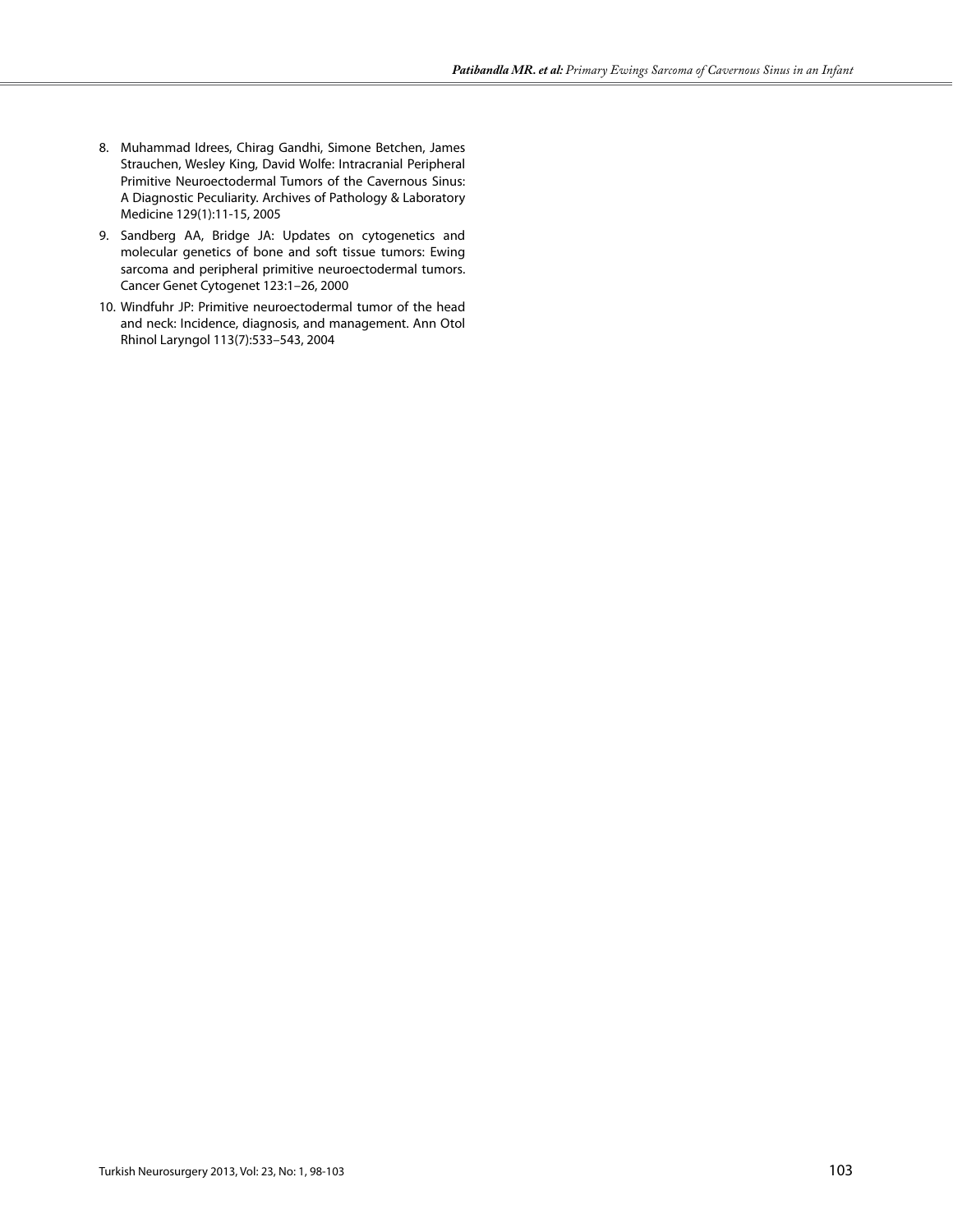8. Muhammad Idrees, Chirag Gandhi, Simone Betchen, James Strauchen, Wesley King, David Wolfe: Intracranial Peripheral Primitive Neuroectodermal Tumors of the Cavernous Sinus: A Diagnostic Peculiarity. Archives of Pathology & Laboratory Medicine 129(1):11-15, 2005
9. Sandberg AA, Bridge JA: Updates on cytogenetics and molecular genetics of bone and soft tissue tumors: Ewing sarcoma and peripheral primitive neuroectodermal tumors. Cancer Genet Cytogenet 123:1–26, 2000
10. Windfuhr JP: Primitive neuroectodermal tumor of the head and neck: Incidence, diagnosis, and management. Ann Otol Rhinol Laryngol 113(7):533–543, 2004